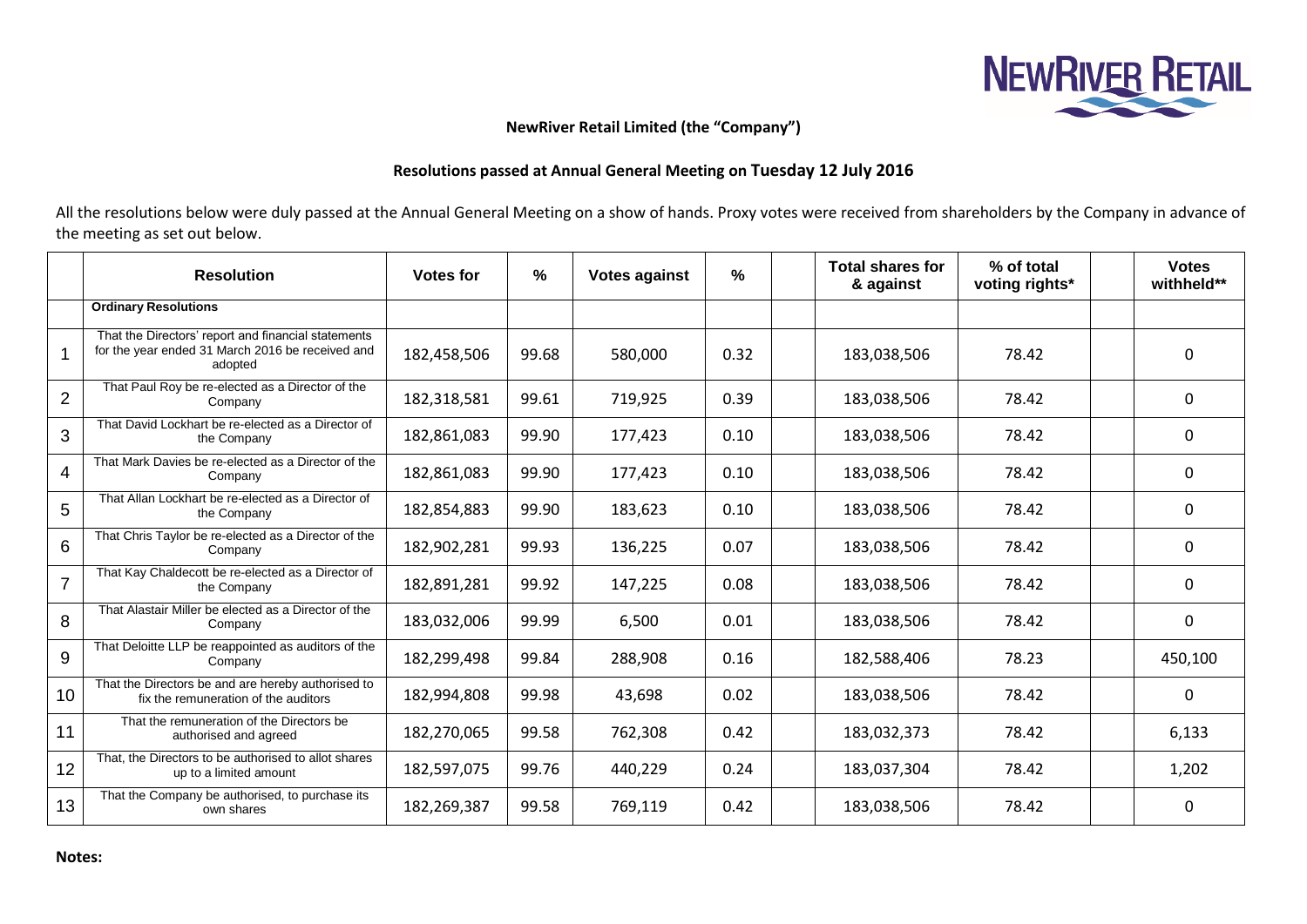**NewRiver Retail Limited (the "Company")**

**Resolutions passed at Annual General Meeting on Tuesday 12 July 2016**

All the resolutions below were duly passed at the Annual General Meeting on a show of hands. Proxy votes were received from shareholders by the Company in advance of the meeting as set out below.

| | Resolution | Votes for | % | Votes against | % | | Total shares for & against | % of total voting rights* | | Votes withheld** |
|---|---|---|---|---|---|---|---|---|---|---|
| | **Ordinary Resolutions** | | | | | | | | | |
| 1 | That the Directors' report and financial statements for the year ended 31 March 2016 be received and adopted | 182,458,506 | 99.68 | 580,000 | 0.32 | | 183,038,506 | 78.42 | | 0 |
| 2 | That Paul Roy be re-elected as a Director of the Company | 182,318,581 | 99.61 | 719,925 | 0.39 | | 183,038,506 | 78.42 | | 0 |
| 3 | That David Lockhart be re-elected as a Director of the Company | 182,861,083 | 99.90 | 177,423 | 0.10 | | 183,038,506 | 78.42 | | 0 |
| 4 | That Mark Davies be re-elected as a Director of the Company | 182,861,083 | 99.90 | 177,423 | 0.10 | | 183,038,506 | 78.42 | | 0 |
| 5 | That Allan Lockhart be re-elected as a Director of the Company | 182,854,883 | 99.90 | 183,623 | 0.10 | | 183,038,506 | 78.42 | | 0 |
| 6 | That Chris Taylor be re-elected as a Director of the Company | 182,902,281 | 99.93 | 136,225 | 0.07 | | 183,038,506 | 78.42 | | 0 |
| 7 | That Kay Chaldecott be re-elected as a Director of the Company | 182,891,281 | 99.92 | 147,225 | 0.08 | | 183,038,506 | 78.42 | | 0 |
| 8 | That Alastair Miller be elected as a Director of the Company | 183,032,006 | 99.99 | 6,500 | 0.01 | | 183,038,506 | 78.42 | | 0 |
| 9 | That Deloitte LLP be reappointed as auditors of the Company | 182,299,498 | 99.84 | 288,908 | 0.16 | | 182,588,406 | 78.23 | | 450,100 |
| 10 | That the Directors be and are hereby authorised to fix the remuneration of the auditors | 182,994,808 | 99.98 | 43,698 | 0.02 | | 183,038,506 | 78.42 | | 0 |
| 11 | That the remuneration of the Directors be authorised and agreed | 182,270,065 | 99.58 | 762,308 | 0.42 | | 183,032,373 | 78.42 | | 6,133 |
| 12 | That, the Directors to be authorised to allot shares up to a limited amount | 182,597,075 | 99.76 | 440,229 | 0.24 | | 183,037,304 | 78.42 | | 1,202 |
| 13 | That the Company be authorised, to purchase its own shares | 182,269,387 | 99.58 | 769,119 | 0.42 | | 183,038,506 | 78.42 | | 0 |

**Notes:**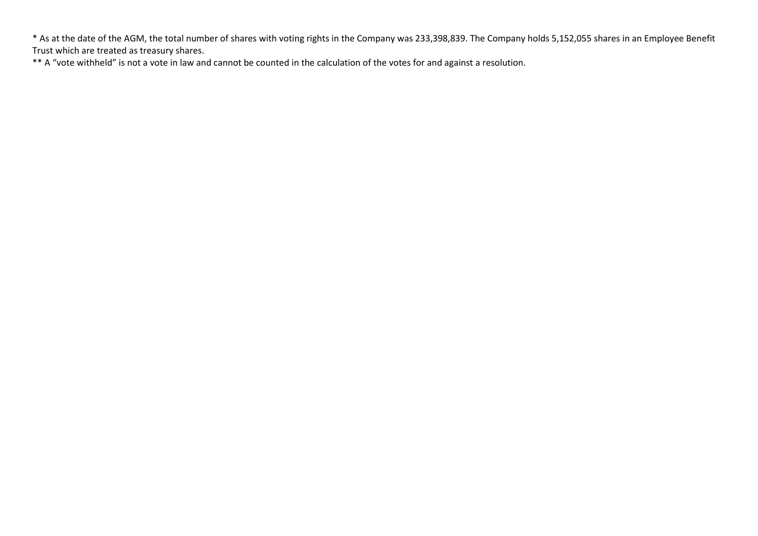* As at the date of the AGM, the total number of shares with voting rights in the Company was 233,398,839. The Company holds 5,152,055 shares in an Employee Benefit Trust which are treated as treasury shares.

** A “vote withheld” is not a vote in law and cannot be counted in the calculation of the votes for and against a resolution.